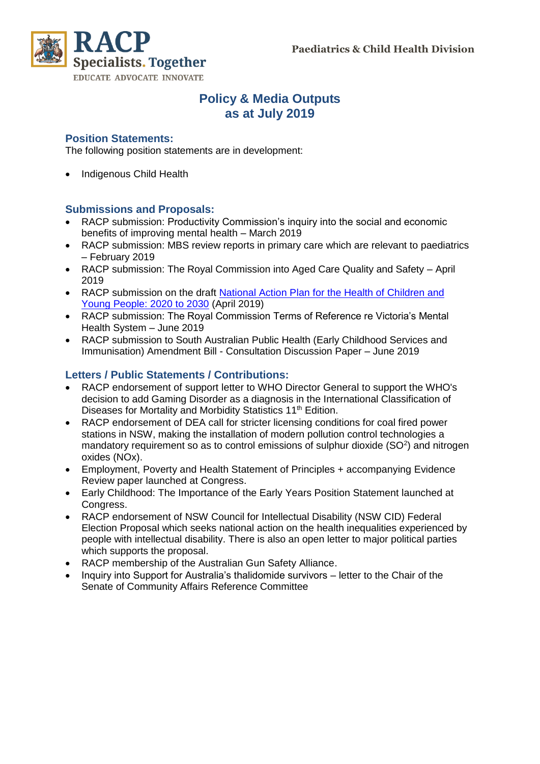Paediatrics & Child Health Division

# Policy & Media Outputs as at July 2019

## Position Statements:

The following position statements are in development:

- Indigenous Child Health

## Submissions and Proposals:

- RACP submission: Productivity Commission's inquiry into the social and economic benefits of improving mental health – March 2019
- RACP submission: MBS review reports in primary care which are relevant to paediatrics – February 2019
- RACP submission: The Royal Commission into Aged Care Quality and Safety – April 2019
- RACP submission on the draft National Action Plan for the Health of Children and Young People: 2020 to 2030 (April 2019)
- RACP submission: The Royal Commission Terms of Reference re Victoria's Mental Health System – June 2019
- RACP submission to South Australian Public Health (Early Childhood Services and Immunisation) Amendment Bill - Consultation Discussion Paper – June 2019

## Letters / Public Statements / Contributions:

- RACP endorsement of support letter to WHO Director General to support the WHO's decision to add Gaming Disorder as a diagnosis in the International Classification of Diseases for Mortality and Morbidity Statistics 11th Edition.
- RACP endorsement of DEA call for stricter licensing conditions for coal fired power stations in NSW, making the installation of modern pollution control technologies a mandatory requirement so as to control emissions of sulphur dioxide ($SO^2$) and nitrogen oxides (NOx).
- Employment, Poverty and Health Statement of Principles + accompanying Evidence Review paper launched at Congress.
- Early Childhood: The Importance of the Early Years Position Statement launched at Congress.
- RACP endorsement of NSW Council for Intellectual Disability (NSW CID) Federal Election Proposal which seeks national action on the health inequalities experienced by people with intellectual disability. There is also an open letter to major political parties which supports the proposal.
- RACP membership of the Australian Gun Safety Alliance.
- Inquiry into Support for Australia's thalidomide survivors – letter to the Chair of the Senate of Community Affairs Reference Committee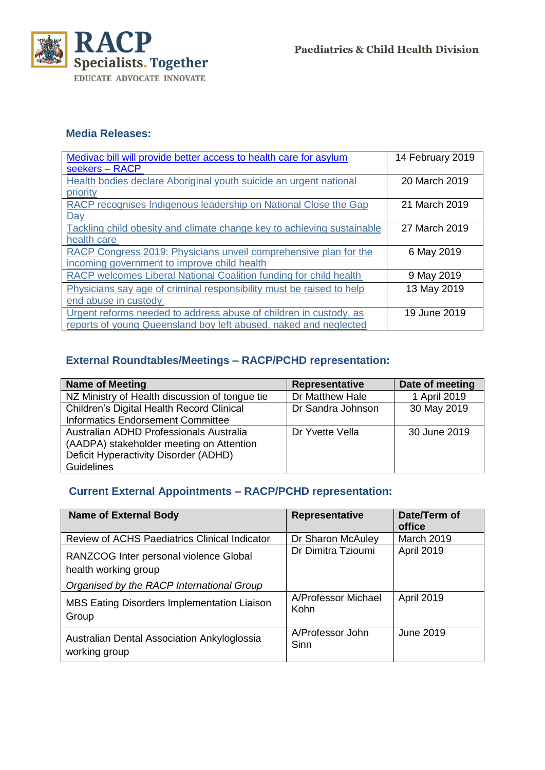## Media Releases:

| | |
|---|---|
| Medivac bill will provide better access to health care for asylum seekers – RACP | 14 February 2019 |
| Health bodies declare Aboriginal youth suicide an urgent national priority | 20 March 2019 |
| RACP recognises Indigenous leadership on National Close the Gap Day | 21 March 2019 |
| Tackling child obesity and climate change key to achieving sustainable health care | 27 March 2019 |
| RACP Congress 2019: Physicians unveil comprehensive plan for the incoming government to improve child health | 6 May 2019 |
| RACP welcomes Liberal National Coalition funding for child health | 9 May 2019 |
| Physicians say age of criminal responsibility must be raised to help end abuse in custody | 13 May 2019 |
| Urgent reforms needed to address abuse of children in custody, as reports of young Queensland boy left abused, naked and neglected | 19 June 2019 |

## External Roundtables/Meetings – RACP/PCHD representation:

| Name of Meeting | Representative | Date of meeting |
|---|---|---|
| NZ Ministry of Health discussion of tongue tie | Dr Matthew Hale | 1 April 2019 |
| Children's Digital Health Record Clinical Informatics Endorsement Committee | Dr Sandra Johnson | 30 May 2019 |
| Australian ADHD Professionals Australia (AADPA) stakeholder meeting on Attention Deficit Hyperactivity Disorder (ADHD) Guidelines | Dr Yvette Vella | 30 June 2019 |

## Current External Appointments – RACP/PCHD representation:

| Name of External Body | Representative | Date/Term of office |
|---|---|---|
| Review of ACHS Paediatrics Clinical Indicator | Dr Sharon McAuley | March 2019 |
| RANZCOG Inter personal violence Global health working group *Organised by the RACP International Group* | Dr Dimitra Tzioumi | April 2019 |
| MBS Eating Disorders Implementation Liaison Group | A/Professor Michael Kohn | April 2019 |
| Australian Dental Association Ankyloglossia working group | A/Professor John Sinn | June 2019 |